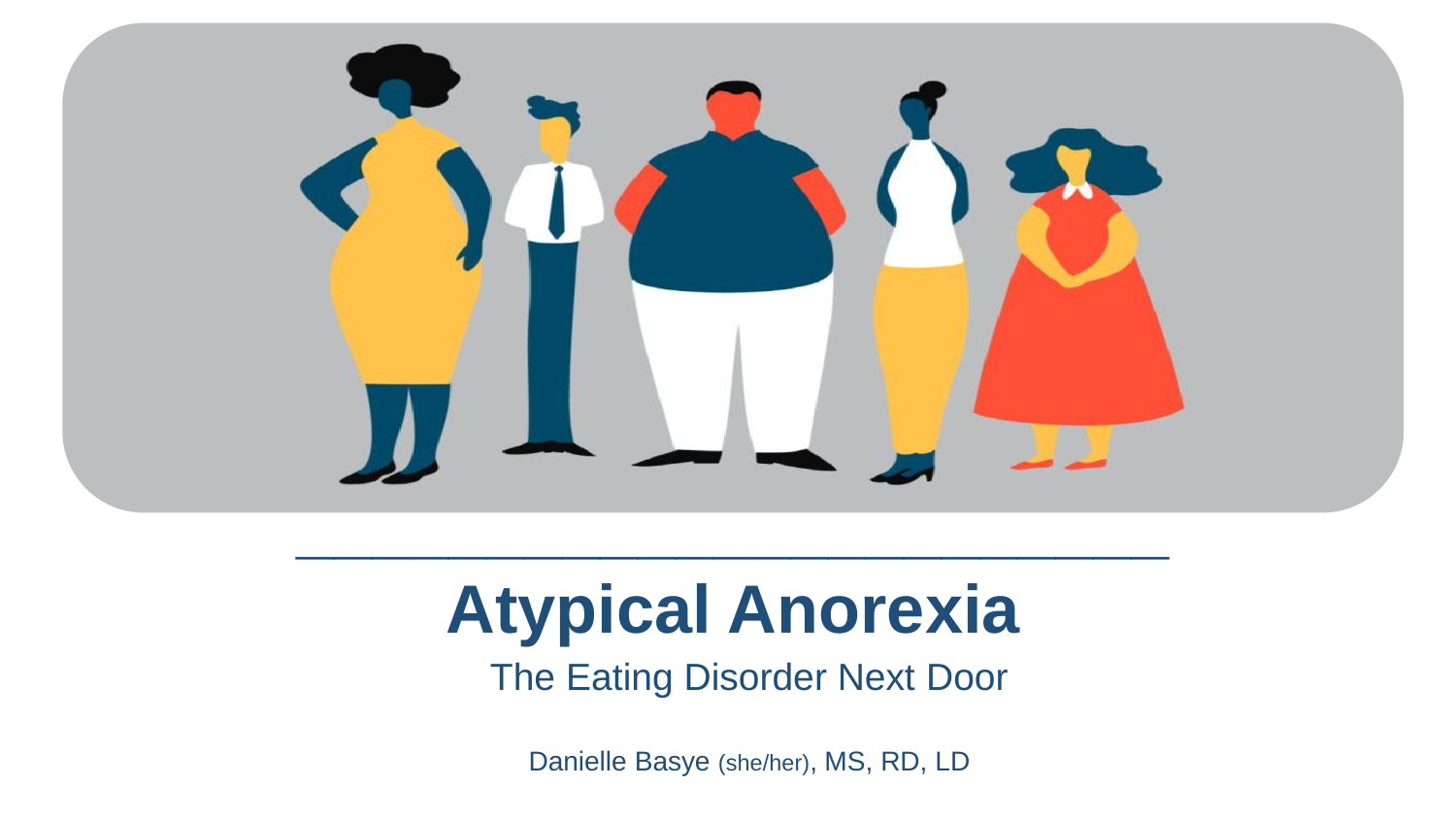# Atypical Anorexia

The Eating Disorder Next Door

Danielle Basye (she/her), MS, RD, LD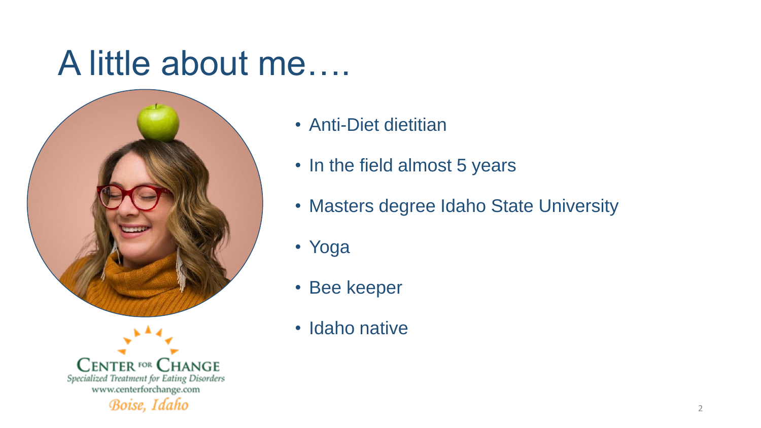# A little about me….

- Anti-Diet dietitian
- In the field almost 5 years
- Masters degree Idaho State University
- Yoga
- Bee keeper
- Idaho native

CENTER FOR CHANGE
*Specialized Treatment for Eating Disorders*
www.centerforchange.com
*Boise, Idaho*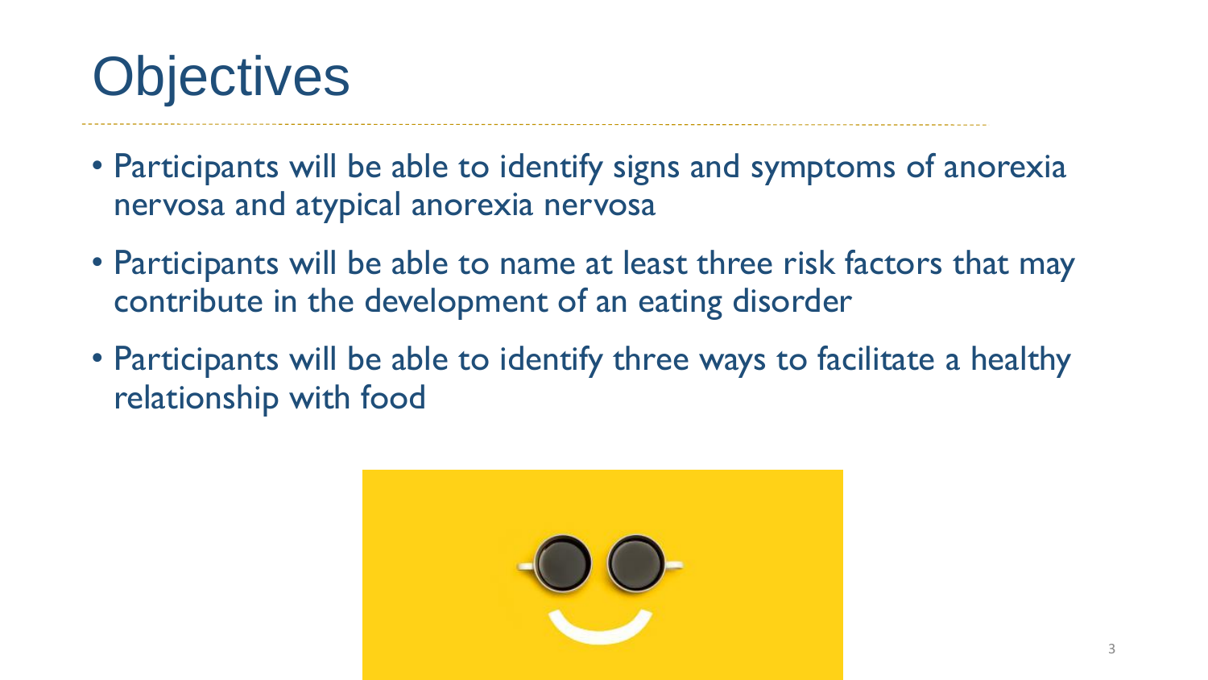# Objectives

- Participants will be able to identify signs and symptoms of anorexia nervosa and atypical anorexia nervosa
- Participants will be able to name at least three risk factors that may contribute in the development of an eating disorder
- Participants will be able to identify three ways to facilitate a healthy relationship with food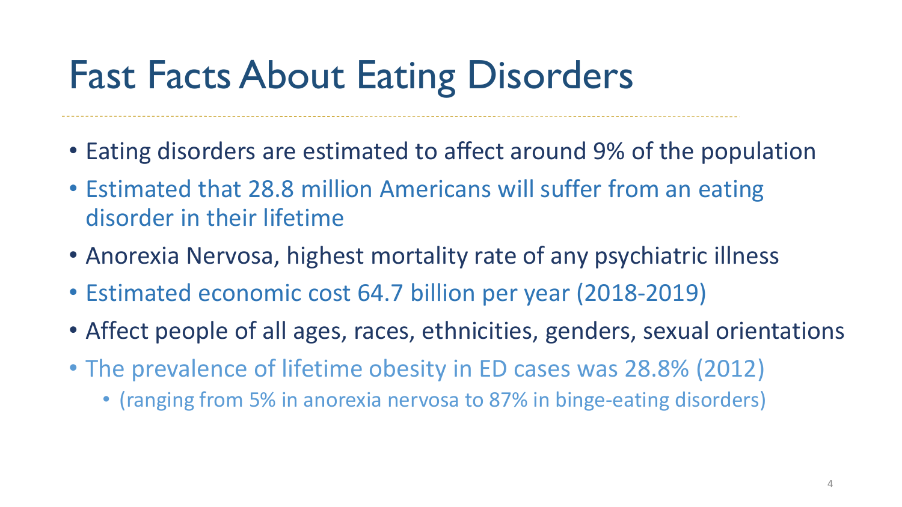# Fast Facts About Eating Disorders

- Eating disorders are estimated to affect around 9% of the population
- Estimated that 28.8 million Americans will suffer from an eating disorder in their lifetime
- Anorexia Nervosa, highest mortality rate of any psychiatric illness
- Estimated economic cost 64.7 billion per year (2018-2019)
- Affect people of all ages, races, ethnicities, genders, sexual orientations
- The prevalence of lifetime obesity in ED cases was 28.8% (2012)
  - (ranging from 5% in anorexia nervosa to 87% in binge-eating disorders)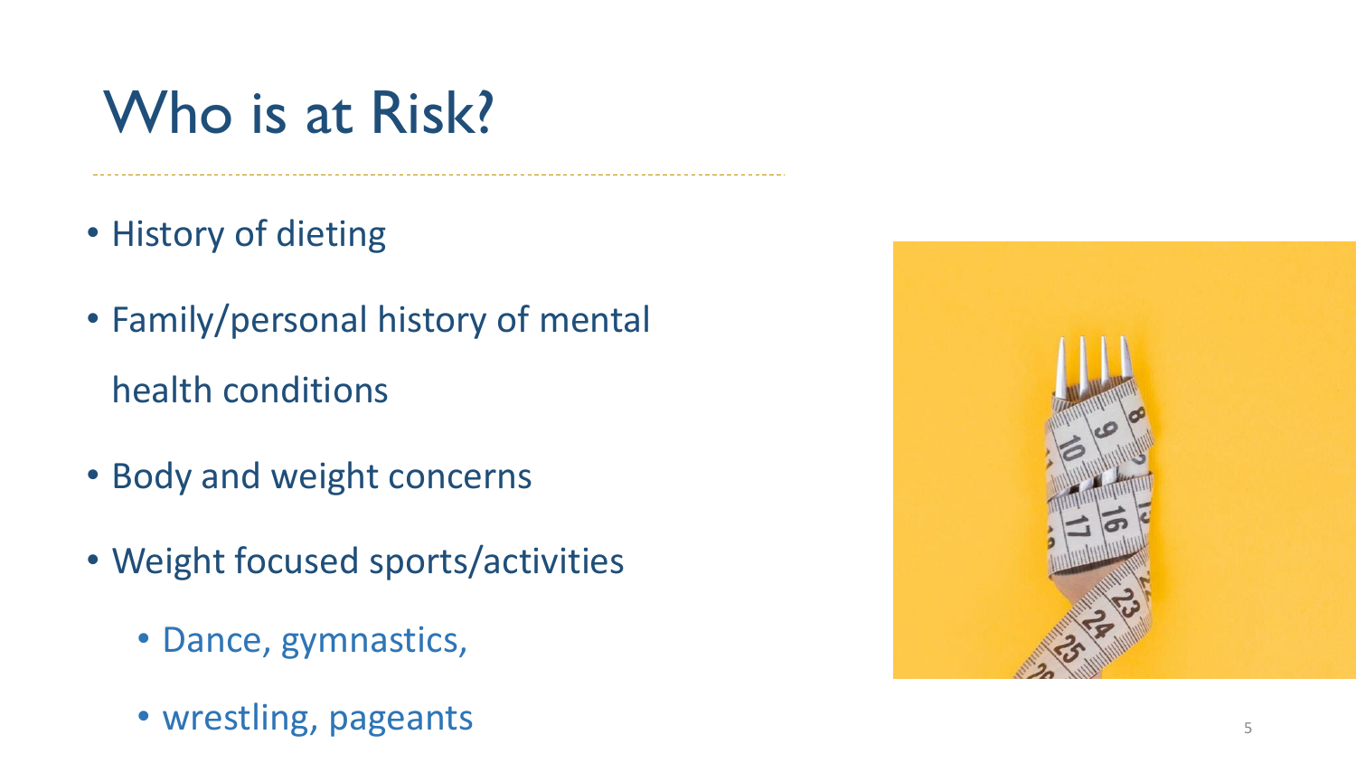# Who is at Risk?

- History of dieting
- Family/personal history of mental health conditions
- Body and weight concerns
- Weight focused sports/activities
  - Dance, gymnastics,
  - wrestling, pageants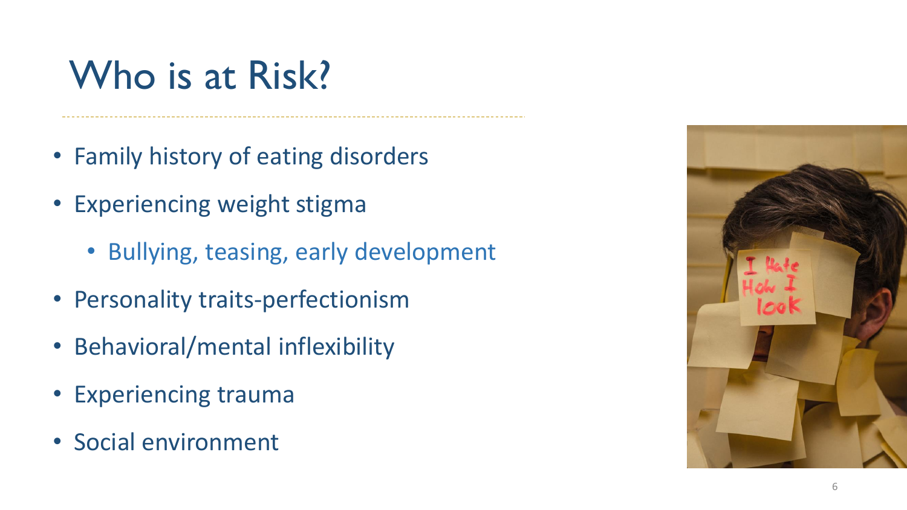# Who is at Risk?

- Family history of eating disorders
- Experiencing weight stigma
  - Bullying, teasing, early development
- Personality traits-perfectionism
- Behavioral/mental inflexibility
- Experiencing trauma
- Social environment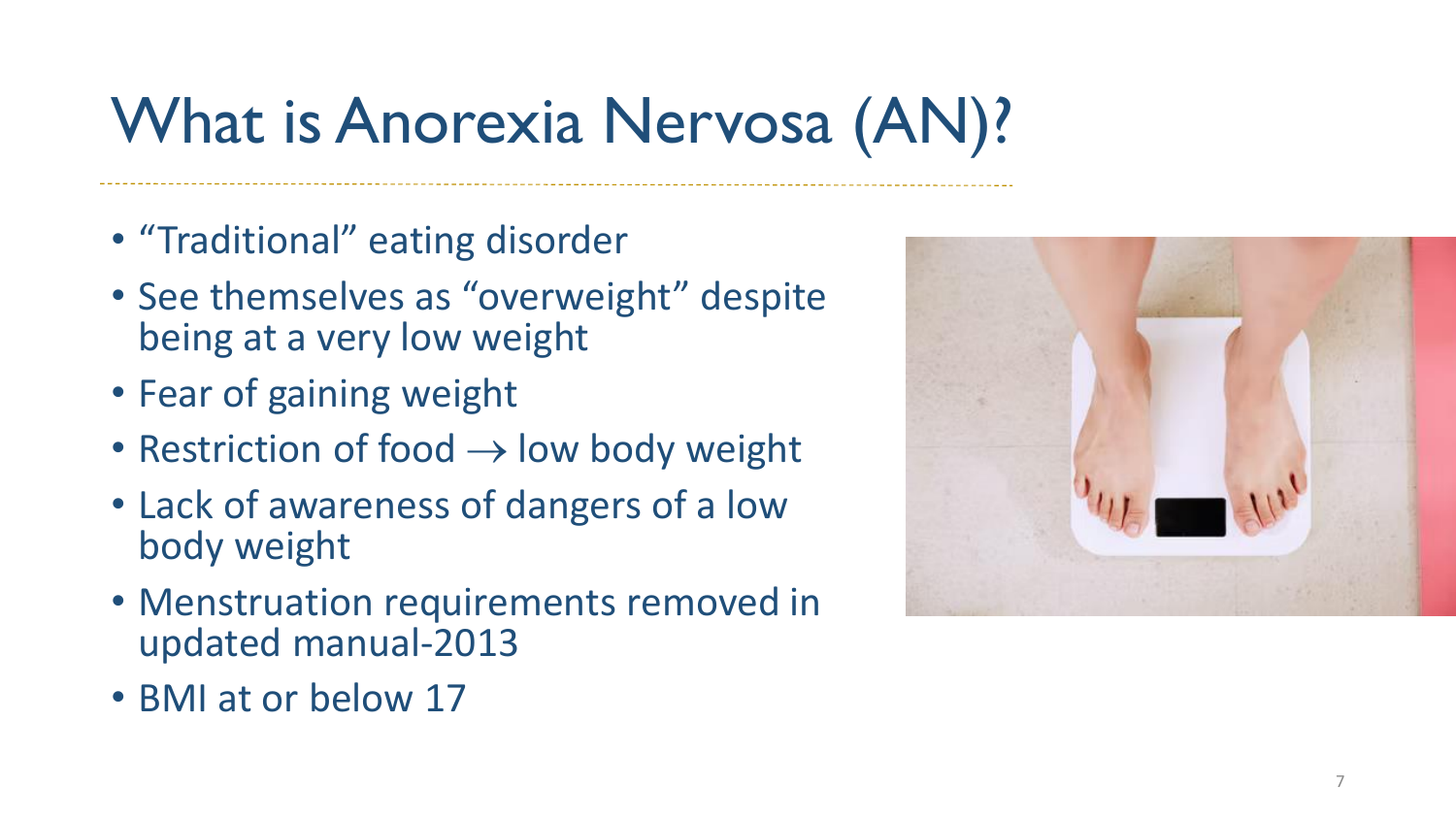# What is Anorexia Nervosa (AN)?

- "Traditional" eating disorder
- See themselves as "overweight" despite being at a very low weight
- Fear of gaining weight
- Restriction of food → low body weight
- Lack of awareness of dangers of a low body weight
- Menstruation requirements removed in updated manual-2013
- BMI at or below 17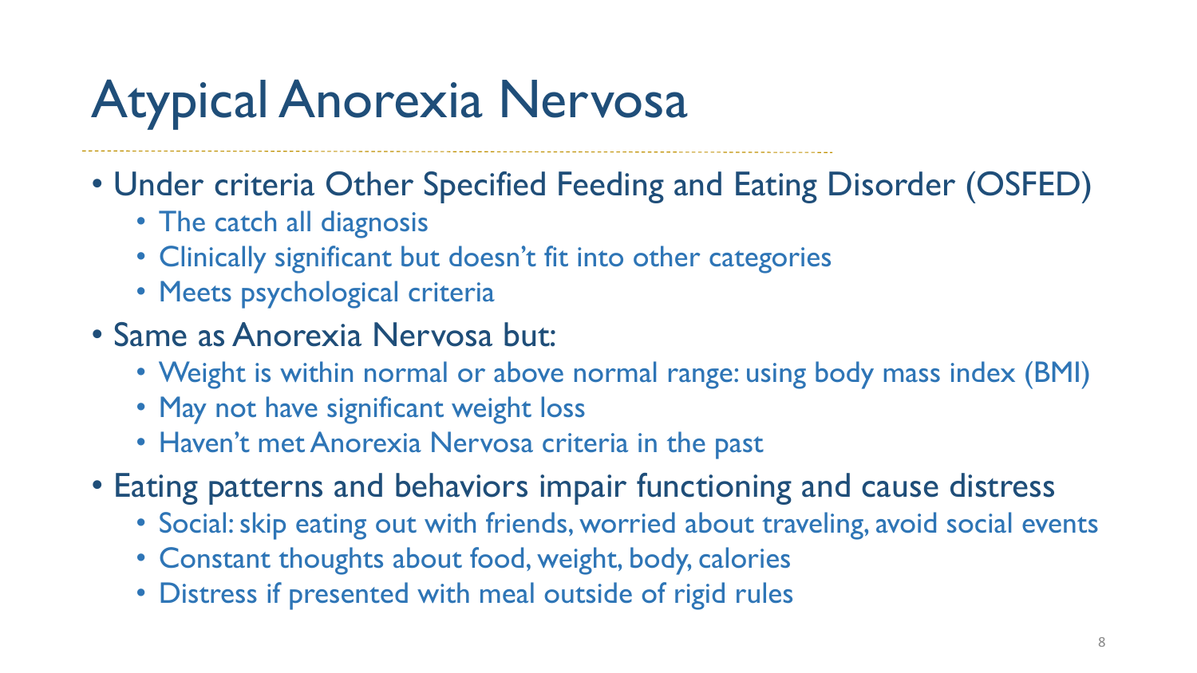# Atypical Anorexia Nervosa

- Under criteria Other Specified Feeding and Eating Disorder (OSFED)
  - The catch all diagnosis
  - Clinically significant but doesn't fit into other categories
  - Meets psychological criteria
- Same as Anorexia Nervosa but:
  - Weight is within normal or above normal range: using body mass index (BMI)
  - May not have significant weight loss
  - Haven't met Anorexia Nervosa criteria in the past
- Eating patterns and behaviors impair functioning and cause distress
  - Social: skip eating out with friends, worried about traveling, avoid social events
  - Constant thoughts about food, weight, body, calories
  - Distress if presented with meal outside of rigid rules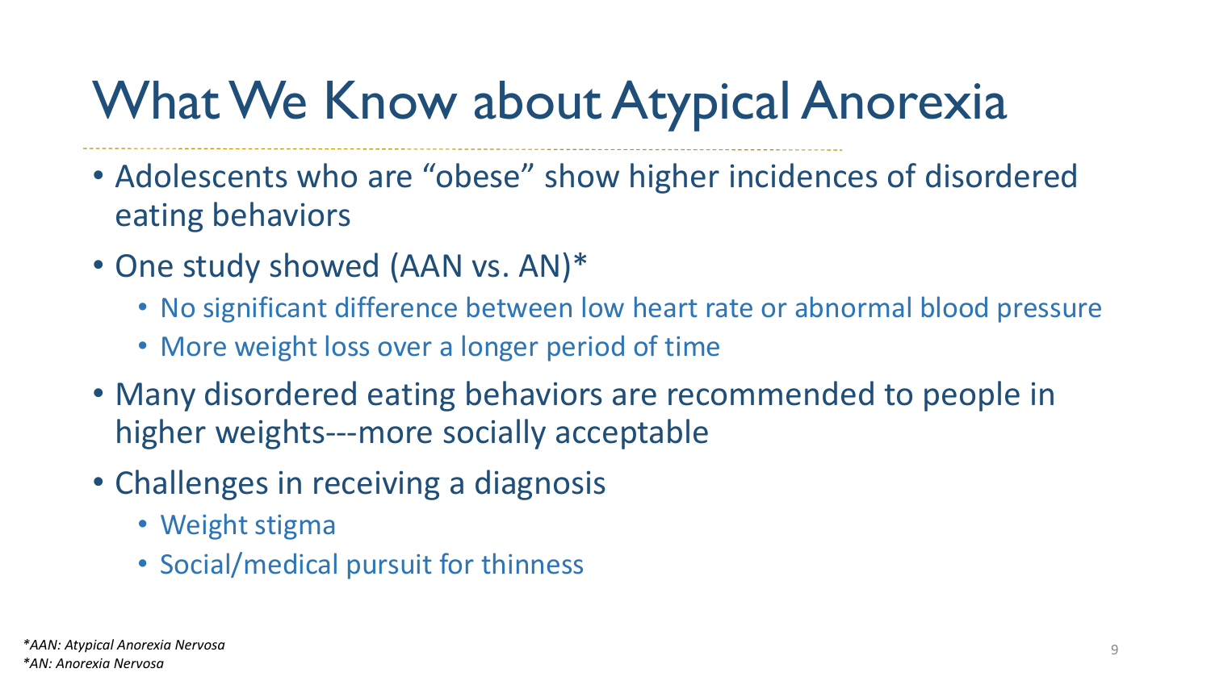# What We Know about Atypical Anorexia

- Adolescents who are “obese” show higher incidences of disordered eating behaviors
- One study showed (AAN vs. AN)*
  - No significant difference between low heart rate or abnormal blood pressure
  - More weight loss over a longer period of time
- Many disordered eating behaviors are recommended to people in higher weights---more socially acceptable
- Challenges in receiving a diagnosis
  - Weight stigma
  - Social/medical pursuit for thinness

*\*AAN: Atypical Anorexia Nervosa*
*\*AN: Anorexia Nervosa*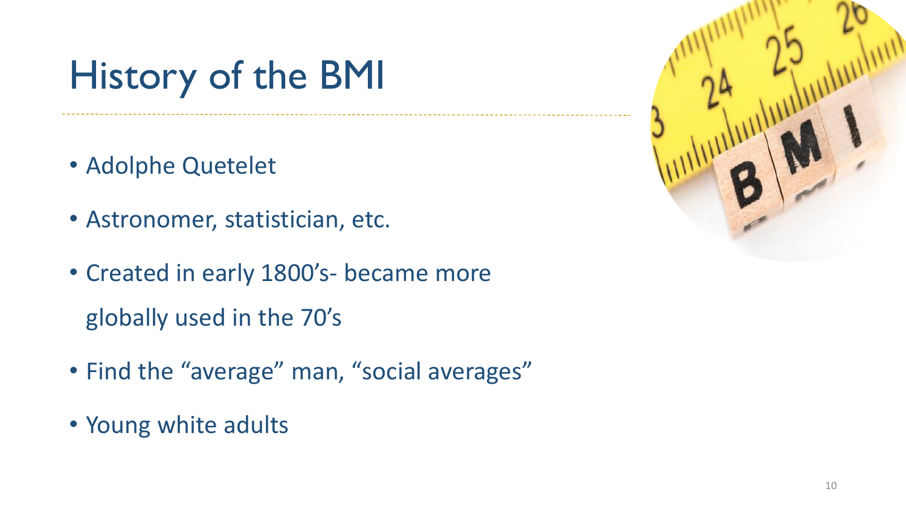# History of the BMI

- Adolphe Quetelet
- Astronomer, statistician, etc.
- Created in early 1800's- became more globally used in the 70's
- Find the "average" man, "social averages"
- Young white adults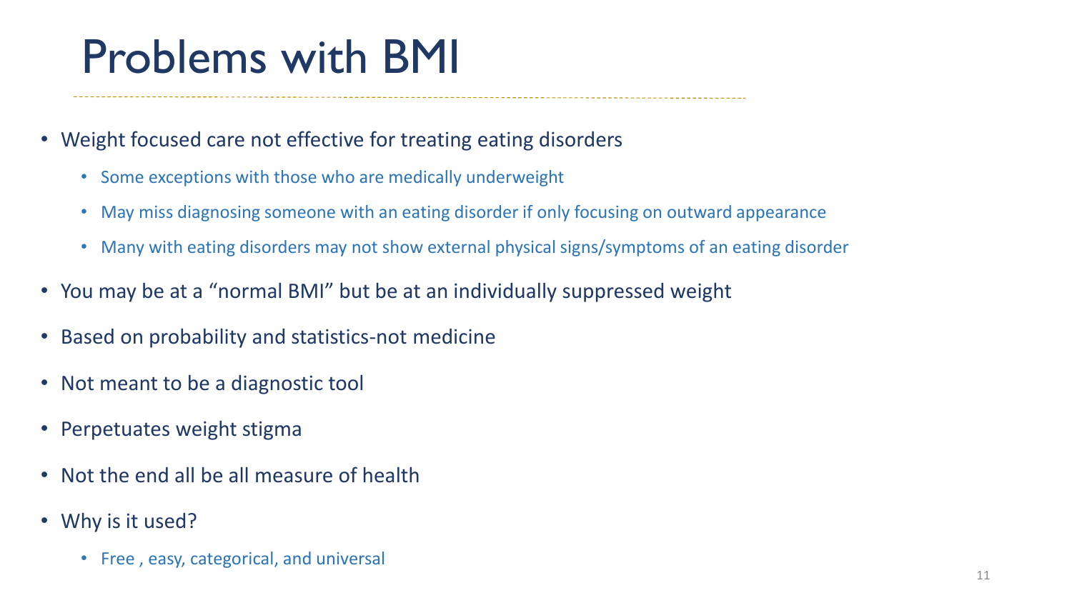# Problems with BMI

- Weight focused care not effective for treating eating disorders
  - Some exceptions with those who are medically underweight
  - May miss diagnosing someone with an eating disorder if only focusing on outward appearance
  - Many with eating disorders may not show external physical signs/symptoms of an eating disorder
- You may be at a “normal BMI” but be at an individually suppressed weight
- Based on probability and statistics-not medicine
- Not meant to be a diagnostic tool
- Perpetuates weight stigma
- Not the end all be all measure of health
- Why is it used?
  - Free , easy, categorical, and universal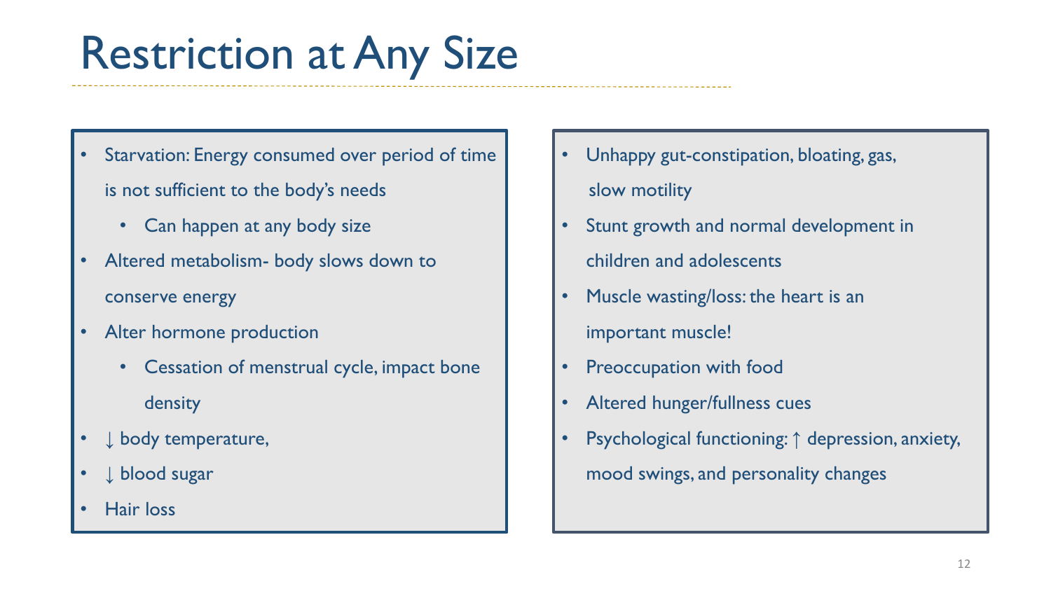# Restriction at Any Size

- Starvation: Energy consumed over period of time is not sufficient to the body's needs
  - Can happen at any body size
- Altered metabolism- body slows down to conserve energy
- Alter hormone production
  - Cessation of menstrual cycle, impact bone density
- ↓ body temperature,
- ↓ blood sugar
- Hair loss
- Unhappy gut-constipation, bloating, gas, slow motility
- Stunt growth and normal development in children and adolescents
- Muscle wasting/loss: the heart is an important muscle!
- Preoccupation with food
- Altered hunger/fullness cues
- Psychological functioning: ↑ depression, anxiety, mood swings, and personality changes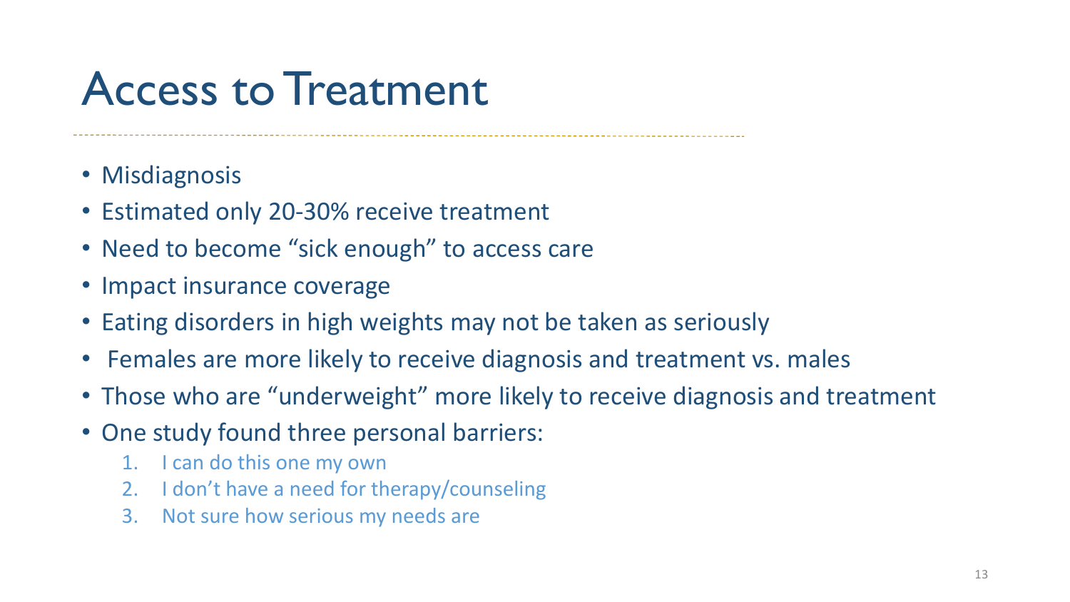# Access to Treatment

- Misdiagnosis
- Estimated only 20-30% receive treatment
- Need to become "sick enough" to access care
- Impact insurance coverage
- Eating disorders in high weights may not be taken as seriously
- Females are more likely to receive diagnosis and treatment vs. males
- Those who are "underweight" more likely to receive diagnosis and treatment
- One study found three personal barriers:
    1. I can do this one my own
    2. I don't have a need for therapy/counseling
    3. Not sure how serious my needs are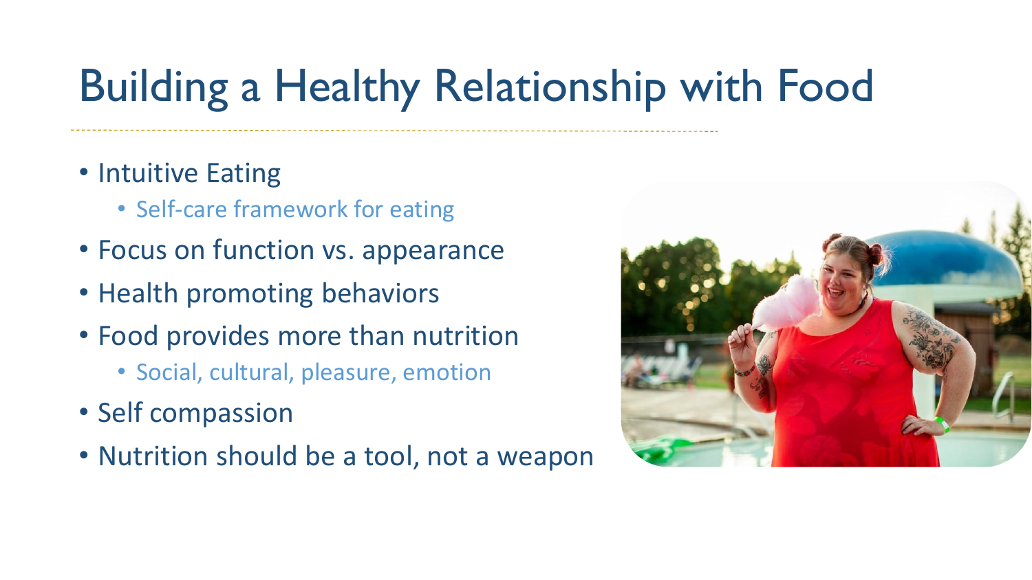# Building a Healthy Relationship with Food

- Intuitive Eating
  - Self-care framework for eating
- Focus on function vs. appearance
- Health promoting behaviors
- Food provides more than nutrition
  - Social, cultural, pleasure, emotion
- Self compassion
- Nutrition should be a tool, not a weapon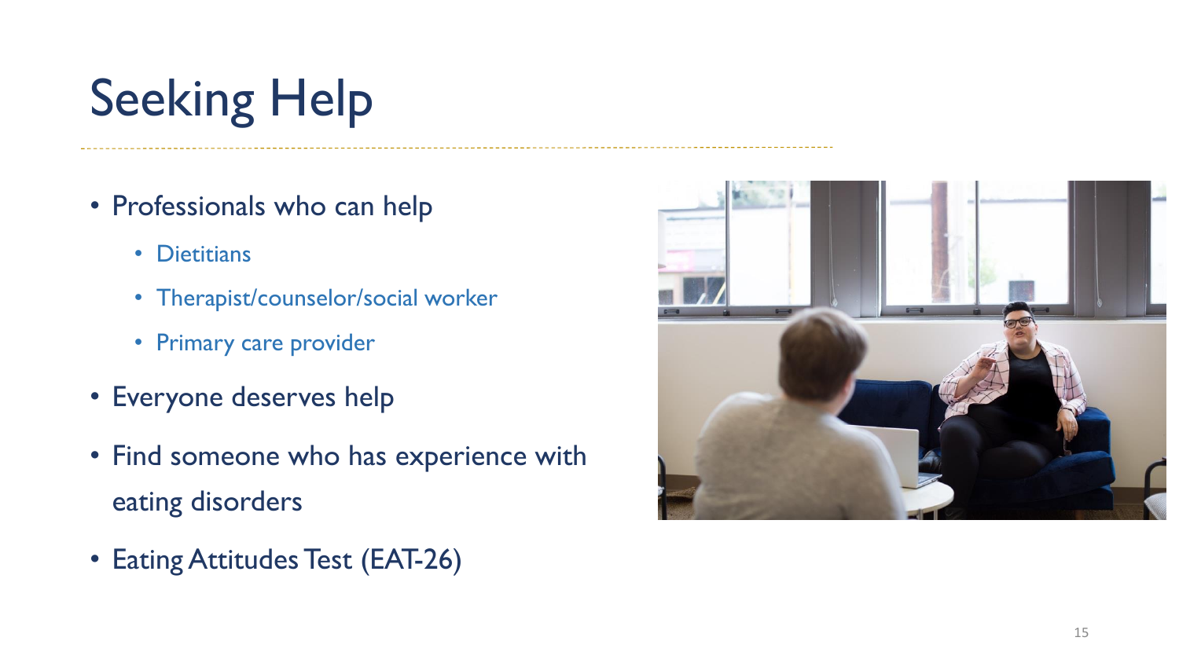# Seeking Help

- Professionals who can help
  - Dietitians
  - Therapist/counselor/social worker
  - Primary care provider
- Everyone deserves help
- Find someone who has experience with eating disorders
- Eating Attitudes Test (EAT-26)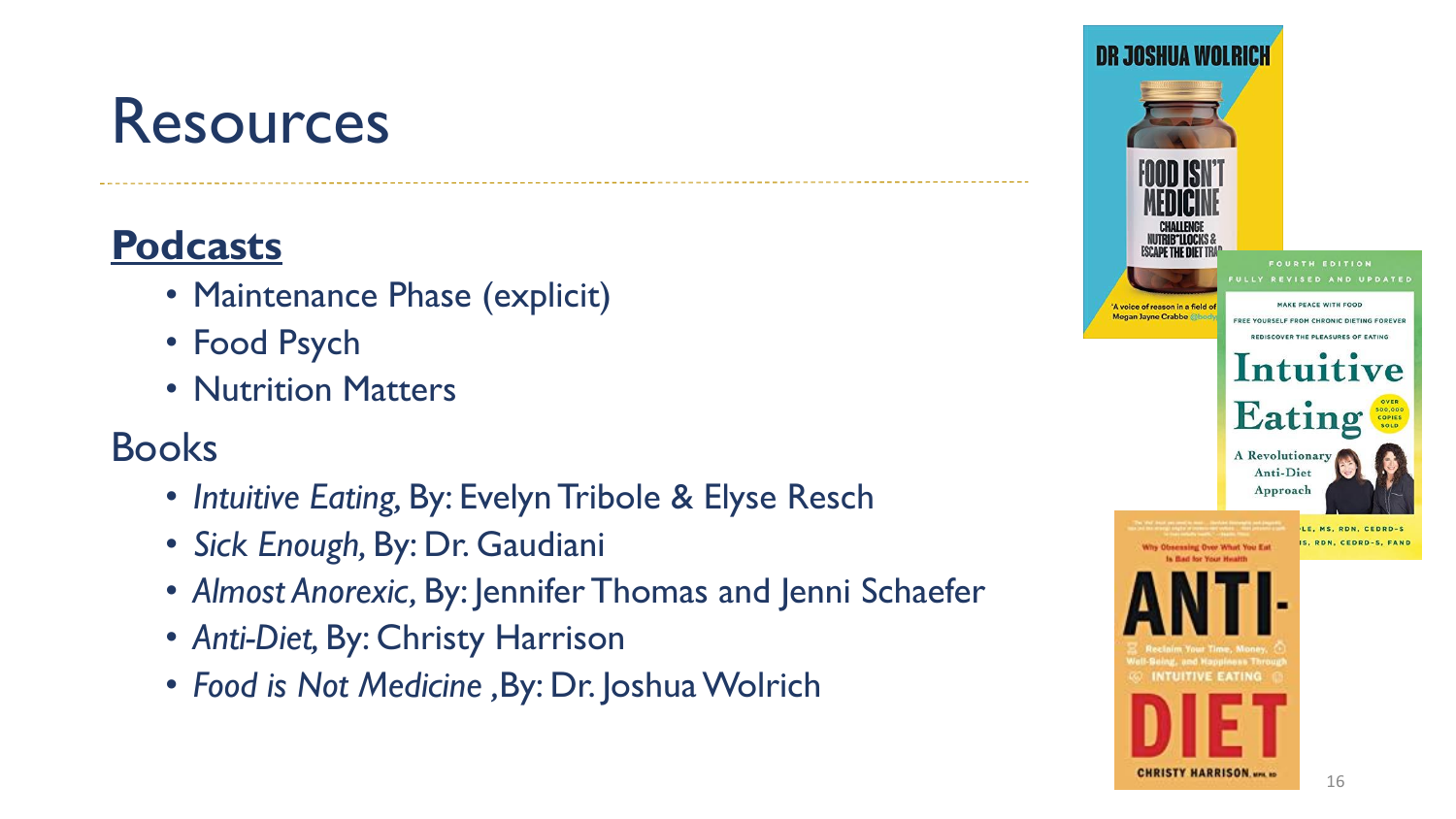# Resources

**Podcasts**

- Maintenance Phase (explicit)
- Food Psych
- Nutrition Matters

Books

- *Intuitive Eating,* By: Evelyn Tribole & Elyse Resch
- *Sick Enough,* By: Dr. Gaudiani
- *Almost Anorexic,* By: Jennifer Thomas and Jenni Schaefer
- *Anti-Diet,* By: Christy Harrison
- *Food is Not Medicine* ,By: Dr. Joshua Wolrich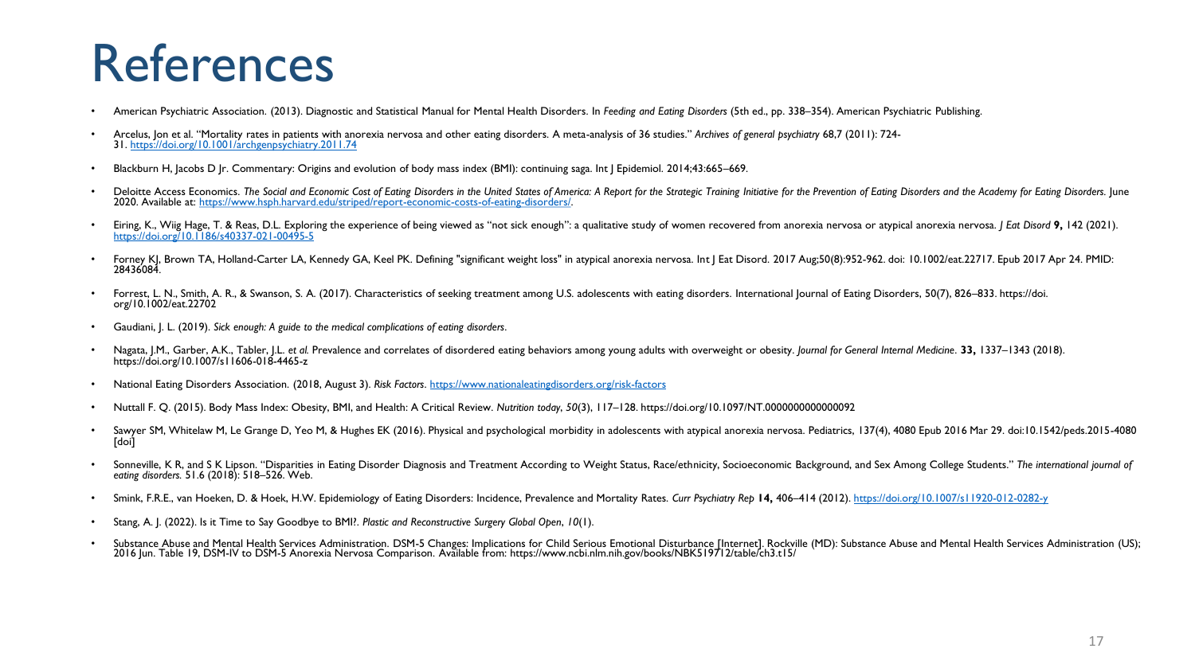# References

- American Psychiatric Association. (2013). Diagnostic and Statistical Manual for Mental Health Disorders. In *Feeding and Eating Disorders* (5th ed., pp. 338–354). American Psychiatric Publishing.
- Arcelus, Jon et al. "Mortality rates in patients with anorexia nervosa and other eating disorders. A meta-analysis of 36 studies." *Archives of general psychiatry* 68,7 (2011): 724-31. https://doi.org/10.1001/archgenpsychiatry.2011.74
- Blackburn H, Jacobs D Jr. Commentary: Origins and evolution of body mass index (BMI): continuing saga. Int J Epidemiol. 2014;43:665–669.
- Deloitte Access Economics. *The Social and Economic Cost of Eating Disorders in the United States of America: A Report for the Strategic Training Initiative for the Prevention of Eating Disorders and the Academy for Eating Disorders.* June 2020. Available at: https://www.hsph.harvard.edu/striped/report-economic-costs-of-eating-disorders/.
- Eiring, K., Wiig Hage, T. & Reas, D.L. Exploring the experience of being viewed as "not sick enough": a qualitative study of women recovered from anorexia nervosa or atypical anorexia nervosa. *J Eat Disord* **9,** 142 (2021). https://doi.org/10.1186/s40337-021-00495-5
- Forney KJ, Brown TA, Holland-Carter LA, Kennedy GA, Keel PK. Defining "significant weight loss" in atypical anorexia nervosa. Int J Eat Disord. 2017 Aug;50(8):952-962. doi: 10.1002/eat.22717. Epub 2017 Apr 24. PMID: 28436084.
- Forrest, L. N., Smith, A. R., & Swanson, S. A. (2017). Characteristics of seeking treatment among U.S. adolescents with eating disorders. International Journal of Eating Disorders, 50(7), 826–833. https://doi.org/10.1002/eat.22702
- Gaudiani, J. L. (2019). *Sick enough: A guide to the medical complications of eating disorders*.
- Nagata, J.M., Garber, A.K., Tabler, J.L. *et al.* Prevalence and correlates of disordered eating behaviors among young adults with overweight or obesity. *Journal for General Internal Medicine*. **33,** 1337–1343 (2018). https://doi.org/10.1007/s11606-018-4465-z
- National Eating Disorders Association. (2018, August 3). *Risk Factors*. https://www.nationaleatingdisorders.org/risk-factors
- Nuttall F. Q. (2015). Body Mass Index: Obesity, BMI, and Health: A Critical Review. *Nutrition today*, *50*(3), 117–128. https://doi.org/10.1097/NT.0000000000000092
- Sawyer SM, Whitelaw M, Le Grange D, Yeo M, & Hughes EK (2016). Physical and psychological morbidity in adolescents with atypical anorexia nervosa. Pediatrics, 137(4), 4080 Epub 2016 Mar 29. doi:10.1542/peds.2015-4080 [doi]
- Sonneville, K R, and S K Lipson. "Disparities in Eating Disorder Diagnosis and Treatment According to Weight Status, Race/ethnicity, Socioeconomic Background, and Sex Among College Students." *The international journal of eating disorders.* 51.6 (2018): 518–526. Web.
- Smink, F.R.E., van Hoeken, D. & Hoek, H.W. Epidemiology of Eating Disorders: Incidence, Prevalence and Mortality Rates. *Curr Psychiatry Rep* **14,** 406–414 (2012). https://doi.org/10.1007/s11920-012-0282-y
- Stang, A. J. (2022). Is it Time to Say Goodbye to BMI?. *Plastic and Reconstructive Surgery Global Open*, *10*(1).
- Substance Abuse and Mental Health Services Administration. DSM-5 Changes: Implications for Child Serious Emotional Disturbance [Internet]. Rockville (MD): Substance Abuse and Mental Health Services Administration (US); 2016 Jun. Table 19, DSM-IV to DSM-5 Anorexia Nervosa Comparison. Available from: https://www.ncbi.nlm.nih.gov/books/NBK519712/table/ch3.t15/